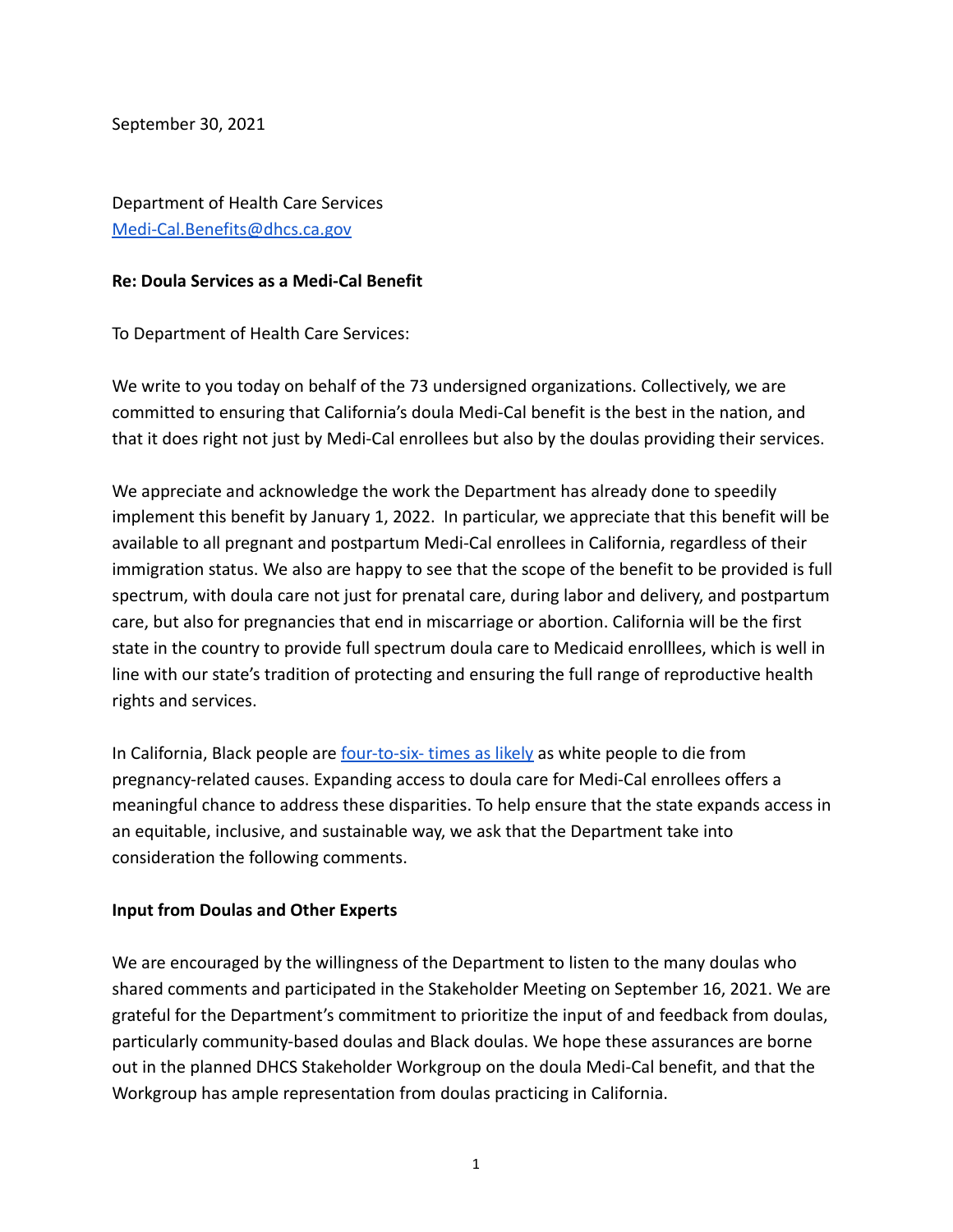September 30, 2021

Department of Health Care Services
[Medi-Cal.Benefits@dhcs.ca.gov](mailto:Medi-Cal.Benefits@dhcs.ca.gov)

**Re: Doula Services as a Medi-Cal Benefit**

To Department of Health Care Services:

We write to you today on behalf of the 73 undersigned organizations. Collectively, we are committed to ensuring that California's doula Medi-Cal benefit is the best in the nation, and that it does right not just by Medi-Cal enrollees but also by the doulas providing their services.

We appreciate and acknowledge the work the Department has already done to speedily implement this benefit by January 1, 2022. In particular, we appreciate that this benefit will be available to all pregnant and postpartum Medi-Cal enrollees in California, regardless of their immigration status. We also are happy to see that the scope of the benefit to be provided is full spectrum, with doula care not just for prenatal care, during labor and delivery, and postpartum care, but also for pregnancies that end in miscarriage or abortion. California will be the first state in the country to provide full spectrum doula care to Medicaid enrolllees, which is well in line with our state's tradition of protecting and ensuring the full range of reproductive health rights and services.

In California, Black people are four-to-six- times as likely as white people to die from pregnancy-related causes. Expanding access to doula care for Medi-Cal enrollees offers a meaningful chance to address these disparities. To help ensure that the state expands access in an equitable, inclusive, and sustainable way, we ask that the Department take into consideration the following comments.

**Input from Doulas and Other Experts**

We are encouraged by the willingness of the Department to listen to the many doulas who shared comments and participated in the Stakeholder Meeting on September 16, 2021. We are grateful for the Department's commitment to prioritize the input of and feedback from doulas, particularly community-based doulas and Black doulas. We hope these assurances are borne out in the planned DHCS Stakeholder Workgroup on the doula Medi-Cal benefit, and that the Workgroup has ample representation from doulas practicing in California.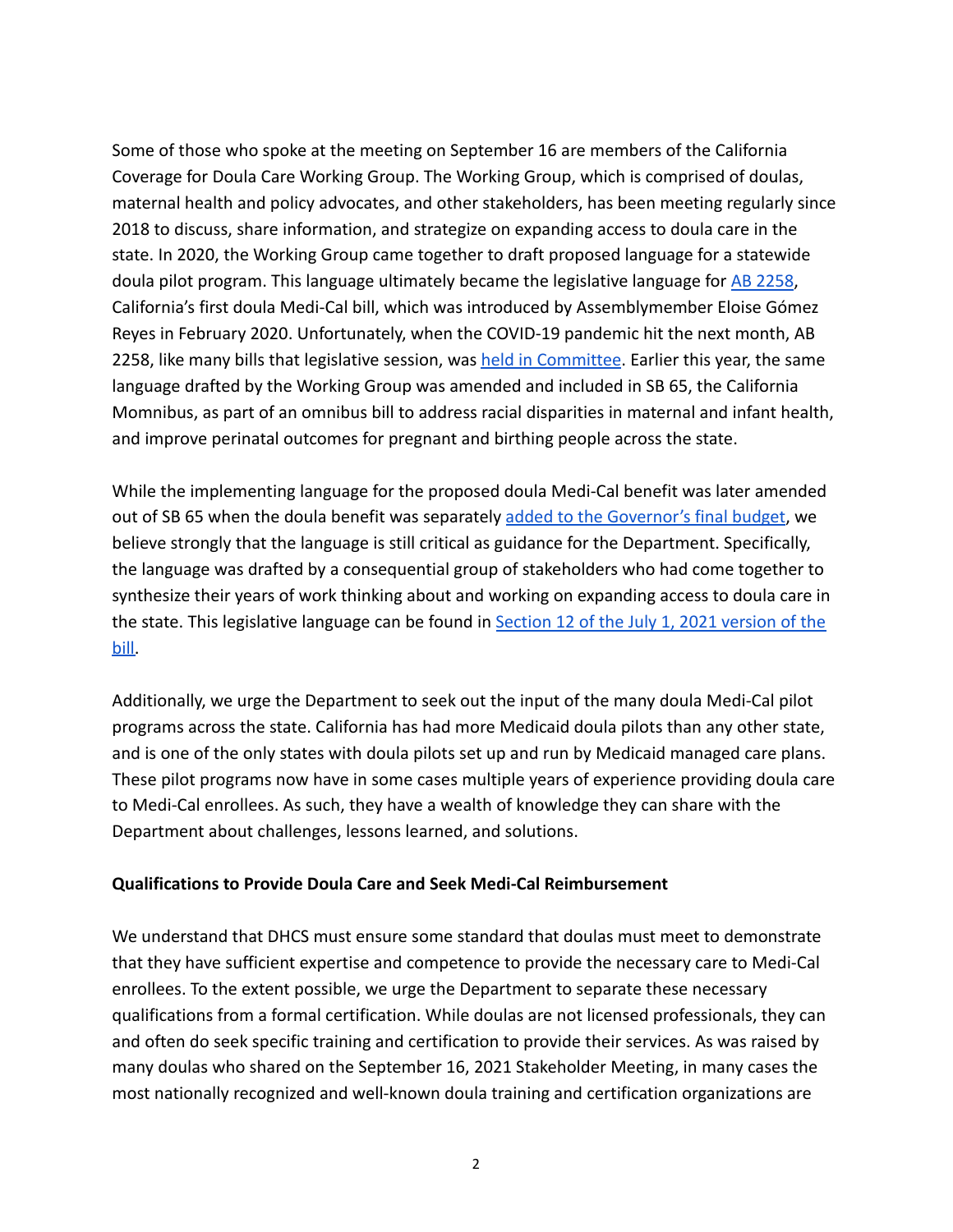Some of those who spoke at the meeting on September 16 are members of the California Coverage for Doula Care Working Group. The Working Group, which is comprised of doulas, maternal health and policy advocates, and other stakeholders, has been meeting regularly since 2018 to discuss, share information, and strategize on expanding access to doula care in the state. In 2020, the Working Group came together to draft proposed language for a statewide doula pilot program. This language ultimately became the legislative language for AB 2258, California's first doula Medi-Cal bill, which was introduced by Assemblymember Eloise Gómez Reyes in February 2020. Unfortunately, when the COVID-19 pandemic hit the next month, AB 2258, like many bills that legislative session, was held in Committee. Earlier this year, the same language drafted by the Working Group was amended and included in SB 65, the California Momnibus, as part of an omnibus bill to address racial disparities in maternal and infant health, and improve perinatal outcomes for pregnant and birthing people across the state.

While the implementing language for the proposed doula Medi-Cal benefit was later amended out of SB 65 when the doula benefit was separately added to the Governor's final budget, we believe strongly that the language is still critical as guidance for the Department. Specifically, the language was drafted by a consequential group of stakeholders who had come together to synthesize their years of work thinking about and working on expanding access to doula care in the state. This legislative language can be found in Section 12 of the July 1, 2021 version of the bill.

Additionally, we urge the Department to seek out the input of the many doula Medi-Cal pilot programs across the state. California has had more Medicaid doula pilots than any other state, and is one of the only states with doula pilots set up and run by Medicaid managed care plans. These pilot programs now have in some cases multiple years of experience providing doula care to Medi-Cal enrollees. As such, they have a wealth of knowledge they can share with the Department about challenges, lessons learned, and solutions.

**Qualifications to Provide Doula Care and Seek Medi-Cal Reimbursement**

We understand that DHCS must ensure some standard that doulas must meet to demonstrate that they have sufficient expertise and competence to provide the necessary care to Medi-Cal enrollees. To the extent possible, we urge the Department to separate these necessary qualifications from a formal certification. While doulas are not licensed professionals, they can and often do seek specific training and certification to provide their services. As was raised by many doulas who shared on the September 16, 2021 Stakeholder Meeting, in many cases the most nationally recognized and well-known doula training and certification organizations are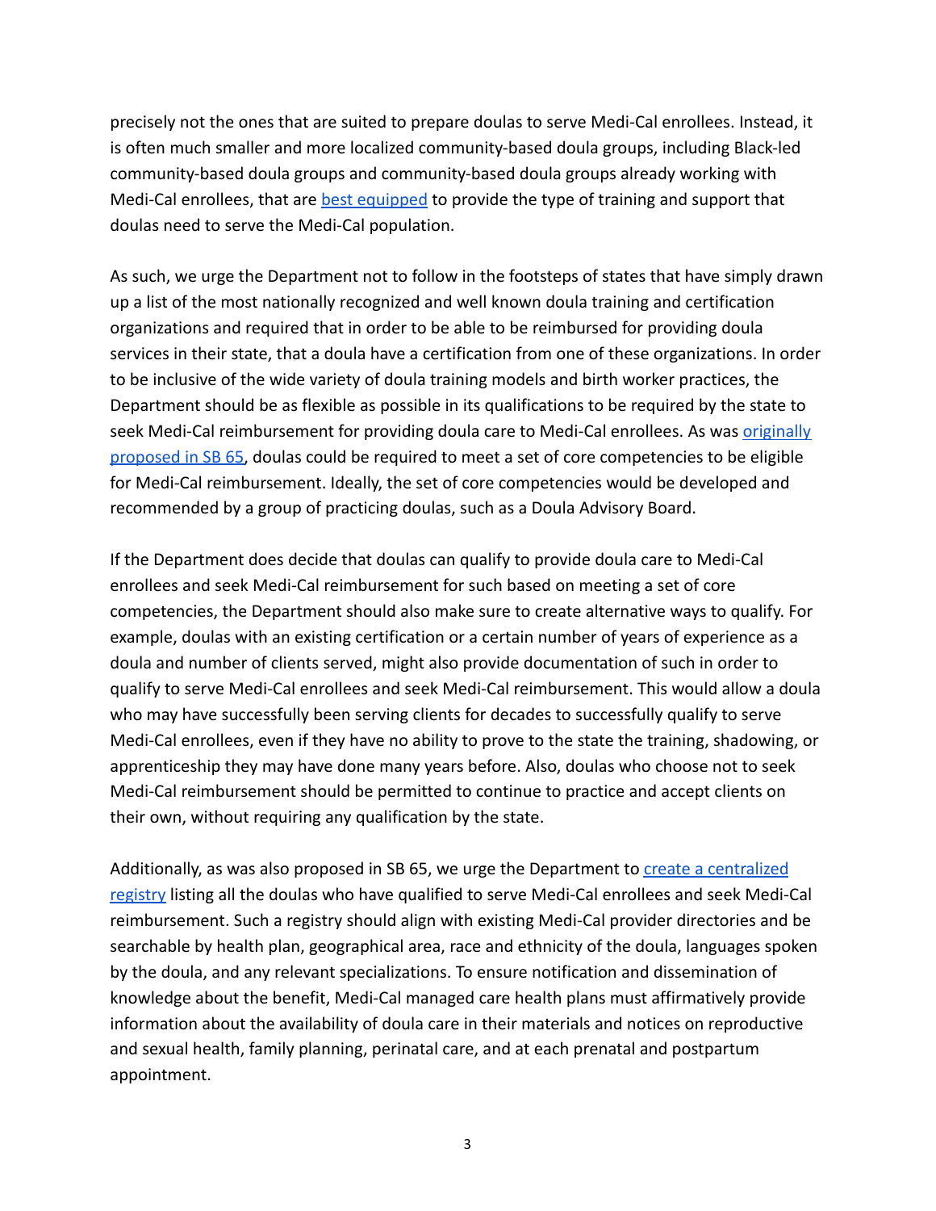precisely not the ones that are suited to prepare doulas to serve Medi-Cal enrollees. Instead, it is often much smaller and more localized community-based doula groups, including Black-led community-based doula groups and community-based doula groups already working with Medi-Cal enrollees, that are best equipped to provide the type of training and support that doulas need to serve the Medi-Cal population.

As such, we urge the Department not to follow in the footsteps of states that have simply drawn up a list of the most nationally recognized and well known doula training and certification organizations and required that in order to be able to be reimbursed for providing doula services in their state, that a doula have a certification from one of these organizations. In order to be inclusive of the wide variety of doula training models and birth worker practices, the Department should be as flexible as possible in its qualifications to be required by the state to seek Medi-Cal reimbursement for providing doula care to Medi-Cal enrollees. As was originally proposed in SB 65, doulas could be required to meet a set of core competencies to be eligible for Medi-Cal reimbursement. Ideally, the set of core competencies would be developed and recommended by a group of practicing doulas, such as a Doula Advisory Board.

If the Department does decide that doulas can qualify to provide doula care to Medi-Cal enrollees and seek Medi-Cal reimbursement for such based on meeting a set of core competencies, the Department should also make sure to create alternative ways to qualify. For example, doulas with an existing certification or a certain number of years of experience as a doula and number of clients served, might also provide documentation of such in order to qualify to serve Medi-Cal enrollees and seek Medi-Cal reimbursement. This would allow a doula who may have successfully been serving clients for decades to successfully qualify to serve Medi-Cal enrollees, even if they have no ability to prove to the state the training, shadowing, or apprenticeship they may have done many years before. Also, doulas who choose not to seek Medi-Cal reimbursement should be permitted to continue to practice and accept clients on their own, without requiring any qualification by the state.

Additionally, as was also proposed in SB 65, we urge the Department to create a centralized registry listing all the doulas who have qualified to serve Medi-Cal enrollees and seek Medi-Cal reimbursement. Such a registry should align with existing Medi-Cal provider directories and be searchable by health plan, geographical area, race and ethnicity of the doula, languages spoken by the doula, and any relevant specializations. To ensure notification and dissemination of knowledge about the benefit, Medi-Cal managed care health plans must affirmatively provide information about the availability of doula care in their materials and notices on reproductive and sexual health, family planning, perinatal care, and at each prenatal and postpartum appointment.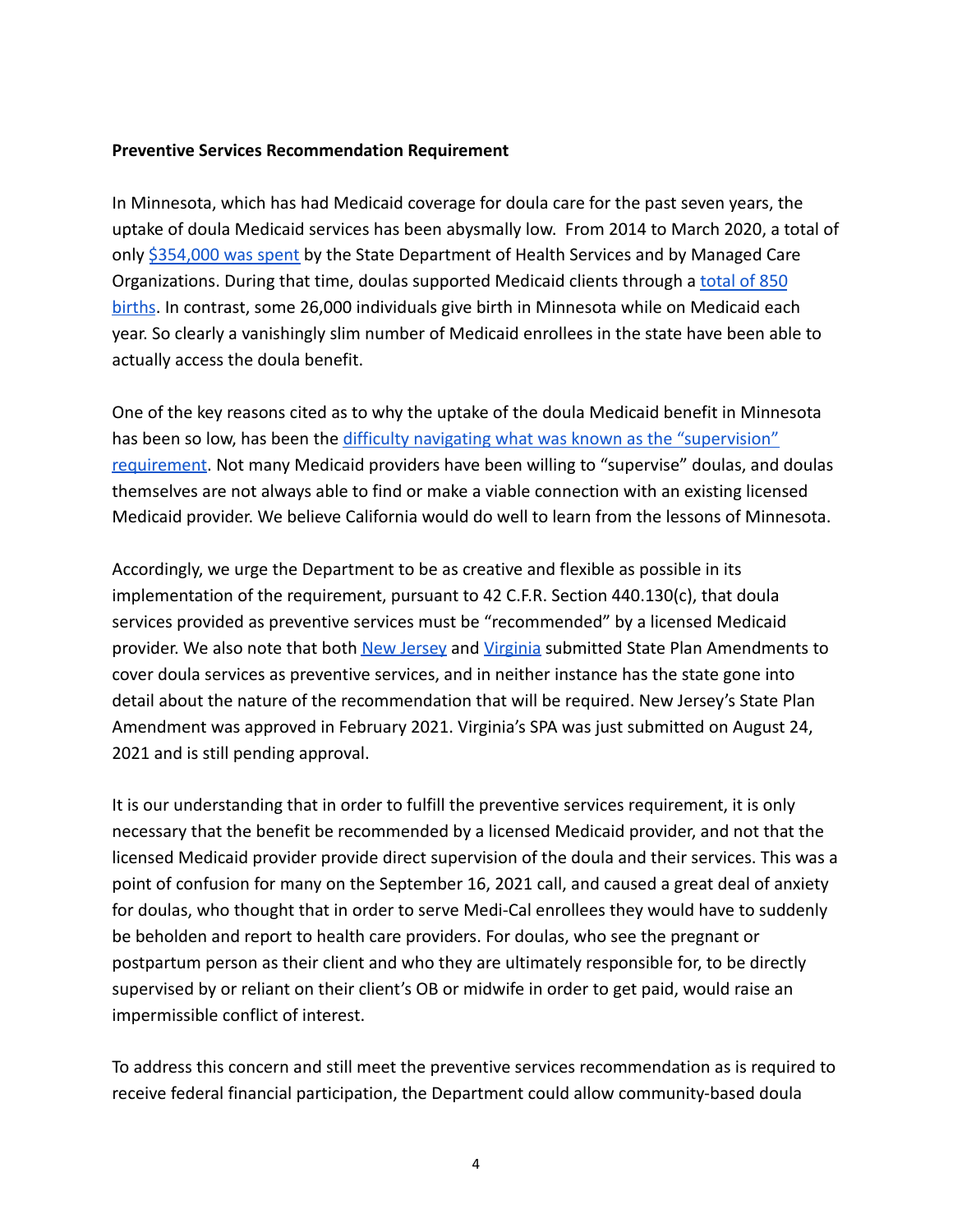**Preventive Services Recommendation Requirement**

In Minnesota, which has had Medicaid coverage for doula care for the past seven years, the uptake of doula Medicaid services has been abysmally low. From 2014 to March 2020, a total of only $354,000 was spent by the State Department of Health Services and by Managed Care Organizations. During that time, doulas supported Medicaid clients through a total of 850 births. In contrast, some 26,000 individuals give birth in Minnesota while on Medicaid each year. So clearly a vanishingly slim number of Medicaid enrollees in the state have been able to actually access the doula benefit.

One of the key reasons cited as to why the uptake of the doula Medicaid benefit in Minnesota has been so low, has been the difficulty navigating what was known as the "supervision" requirement. Not many Medicaid providers have been willing to "supervise" doulas, and doulas themselves are not always able to find or make a viable connection with an existing licensed Medicaid provider. We believe California would do well to learn from the lessons of Minnesota.

Accordingly, we urge the Department to be as creative and flexible as possible in its implementation of the requirement, pursuant to 42 C.F.R. Section 440.130(c), that doula services provided as preventive services must be "recommended" by a licensed Medicaid provider. We also note that both New Jersey and Virginia submitted State Plan Amendments to cover doula services as preventive services, and in neither instance has the state gone into detail about the nature of the recommendation that will be required. New Jersey's State Plan Amendment was approved in February 2021. Virginia's SPA was just submitted on August 24, 2021 and is still pending approval.

It is our understanding that in order to fulfill the preventive services requirement, it is only necessary that the benefit be recommended by a licensed Medicaid provider, and not that the licensed Medicaid provider provide direct supervision of the doula and their services. This was a point of confusion for many on the September 16, 2021 call, and caused a great deal of anxiety for doulas, who thought that in order to serve Medi-Cal enrollees they would have to suddenly be beholden and report to health care providers. For doulas, who see the pregnant or postpartum person as their client and who they are ultimately responsible for, to be directly supervised by or reliant on their client's OB or midwife in order to get paid, would raise an impermissible conflict of interest.

To address this concern and still meet the preventive services recommendation as is required to receive federal financial participation, the Department could allow community-based doula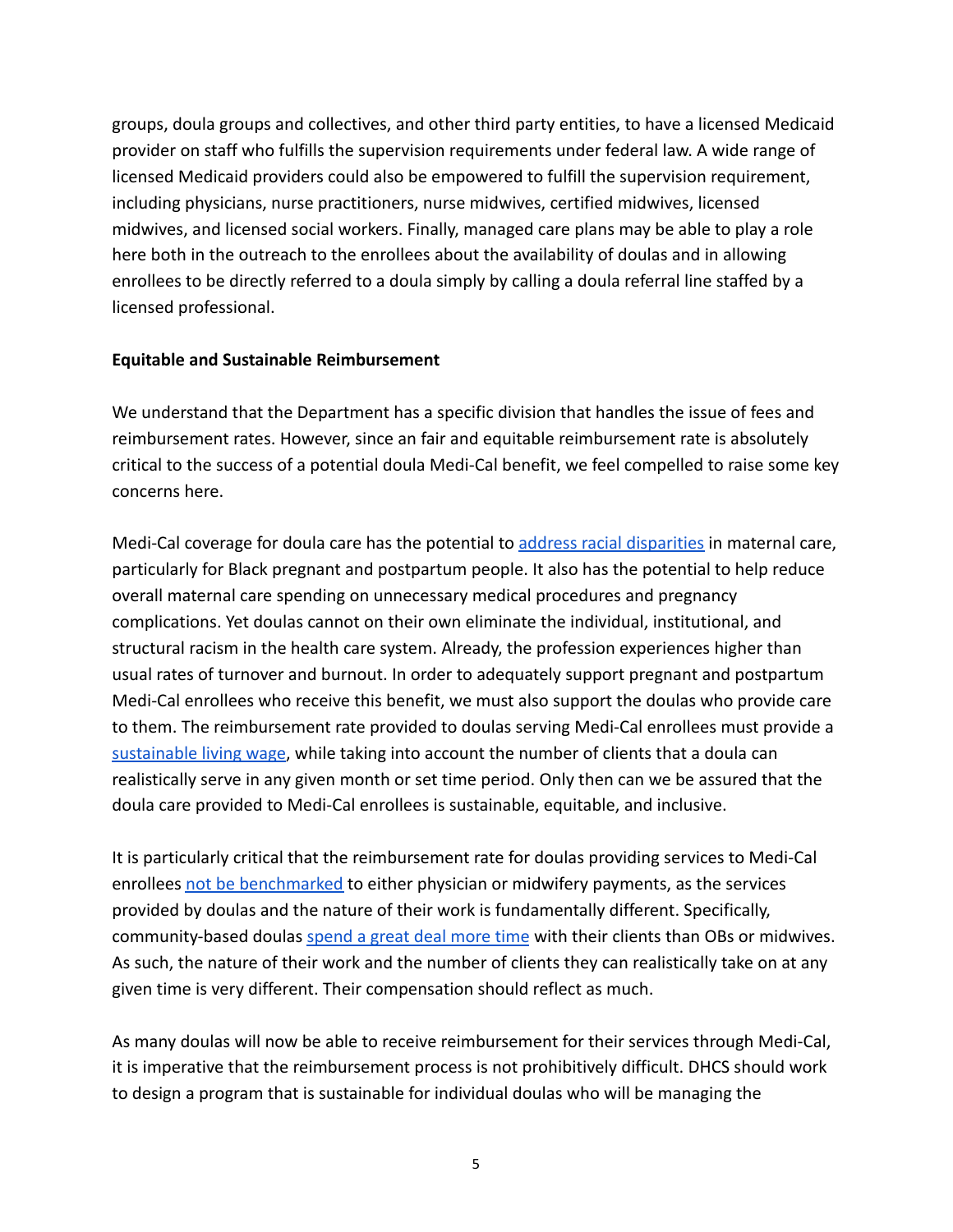groups, doula groups and collectives, and other third party entities, to have a licensed Medicaid provider on staff who fulfills the supervision requirements under federal law. A wide range of licensed Medicaid providers could also be empowered to fulfill the supervision requirement, including physicians, nurse practitioners, nurse midwives, certified midwives, licensed midwives, and licensed social workers. Finally, managed care plans may be able to play a role here both in the outreach to the enrollees about the availability of doulas and in allowing enrollees to be directly referred to a doula simply by calling a doula referral line staffed by a licensed professional.

**Equitable and Sustainable Reimbursement**

We understand that the Department has a specific division that handles the issue of fees and reimbursement rates. However, since an fair and equitable reimbursement rate is absolutely critical to the success of a potential doula Medi-Cal benefit, we feel compelled to raise some key concerns here.

Medi-Cal coverage for doula care has the potential to address racial disparities in maternal care, particularly for Black pregnant and postpartum people. It also has the potential to help reduce overall maternal care spending on unnecessary medical procedures and pregnancy complications. Yet doulas cannot on their own eliminate the individual, institutional, and structural racism in the health care system. Already, the profession experiences higher than usual rates of turnover and burnout. In order to adequately support pregnant and postpartum Medi-Cal enrollees who receive this benefit, we must also support the doulas who provide care to them. The reimbursement rate provided to doulas serving Medi-Cal enrollees must provide a sustainable living wage, while taking into account the number of clients that a doula can realistically serve in any given month or set time period. Only then can we be assured that the doula care provided to Medi-Cal enrollees is sustainable, equitable, and inclusive.

It is particularly critical that the reimbursement rate for doulas providing services to Medi-Cal enrollees not be benchmarked to either physician or midwifery payments, as the services provided by doulas and the nature of their work is fundamentally different. Specifically, community-based doulas spend a great deal more time with their clients than OBs or midwives. As such, the nature of their work and the number of clients they can realistically take on at any given time is very different. Their compensation should reflect as much.

As many doulas will now be able to receive reimbursement for their services through Medi-Cal, it is imperative that the reimbursement process is not prohibitively difficult. DHCS should work to design a program that is sustainable for individual doulas who will be managing the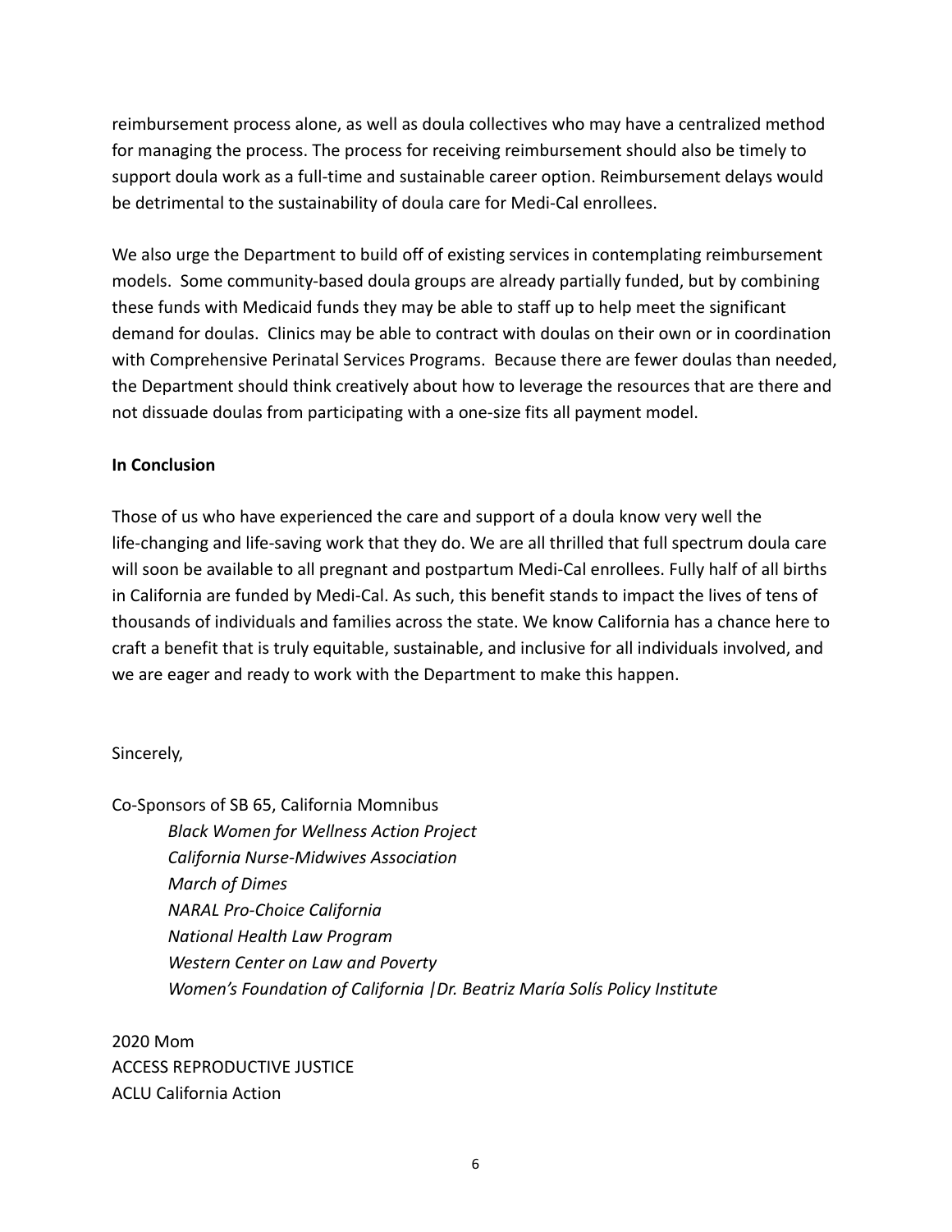reimbursement process alone, as well as doula collectives who may have a centralized method for managing the process. The process for receiving reimbursement should also be timely to support doula work as a full-time and sustainable career option. Reimbursement delays would be detrimental to the sustainability of doula care for Medi-Cal enrollees.

We also urge the Department to build off of existing services in contemplating reimbursement models. Some community-based doula groups are already partially funded, but by combining these funds with Medicaid funds they may be able to staff up to help meet the significant demand for doulas. Clinics may be able to contract with doulas on their own or in coordination with Comprehensive Perinatal Services Programs. Because there are fewer doulas than needed, the Department should think creatively about how to leverage the resources that are there and not dissuade doulas from participating with a one-size fits all payment model.

**In Conclusion**

Those of us who have experienced the care and support of a doula know very well the life-changing and life-saving work that they do. We are all thrilled that full spectrum doula care will soon be available to all pregnant and postpartum Medi-Cal enrollees. Fully half of all births in California are funded by Medi-Cal. As such, this benefit stands to impact the lives of tens of thousands of individuals and families across the state. We know California has a chance here to craft a benefit that is truly equitable, sustainable, and inclusive for all individuals involved, and we are eager and ready to work with the Department to make this happen.

Sincerely,

Co-Sponsors of SB 65, California Momnibus

*Black Women for Wellness Action Project*
*California Nurse-Midwives Association*
*March of Dimes*
*NARAL Pro-Choice California*
*National Health Law Program*
*Western Center on Law and Poverty*
*Women's Foundation of California |Dr. Beatriz María Solís Policy Institute*

2020 Mom
ACCESS REPRODUCTIVE JUSTICE
ACLU California Action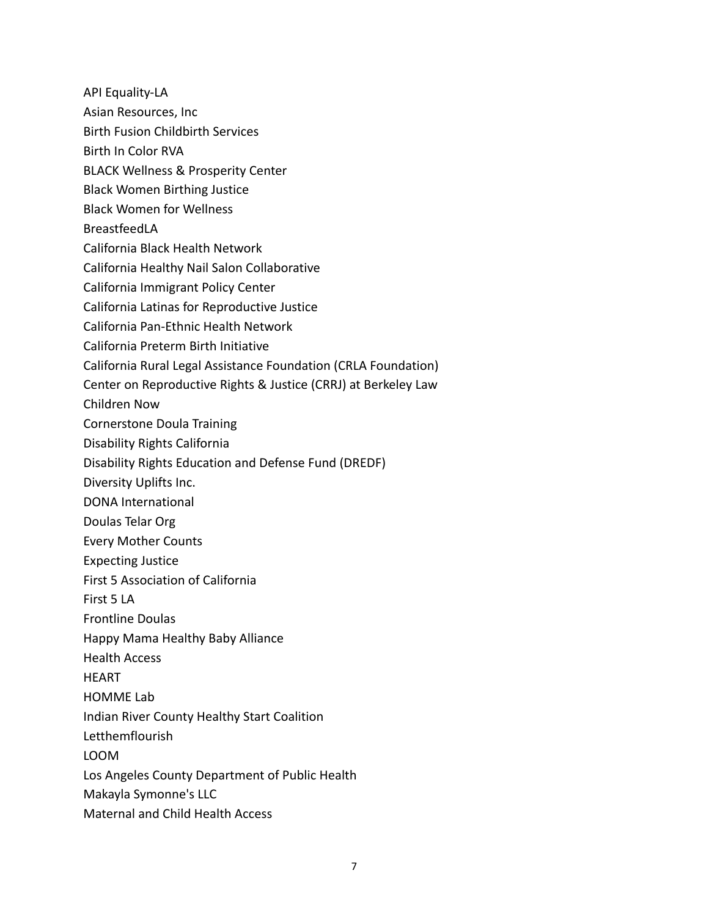API Equality-LA
Asian Resources, Inc
Birth Fusion Childbirth Services
Birth In Color RVA
BLACK Wellness & Prosperity Center
Black Women Birthing Justice
Black Women for Wellness
BreastfeedLA
California Black Health Network
California Healthy Nail Salon Collaborative
California Immigrant Policy Center
California Latinas for Reproductive Justice
California Pan-Ethnic Health Network
California Preterm Birth Initiative
California Rural Legal Assistance Foundation (CRLA Foundation)
Center on Reproductive Rights & Justice (CRRJ) at Berkeley Law
Children Now
Cornerstone Doula Training
Disability Rights California
Disability Rights Education and Defense Fund (DREDF)
Diversity Uplifts Inc.
DONA International
Doulas Telar Org
Every Mother Counts
Expecting Justice
First 5 Association of California
First 5 LA
Frontline Doulas
Happy Mama Healthy Baby Alliance
Health Access
HEART
HOMME Lab
Indian River County Healthy Start Coalition
Letthemflourish
LOOM
Los Angeles County Department of Public Health
Makayla Symonne's LLC
Maternal and Child Health Access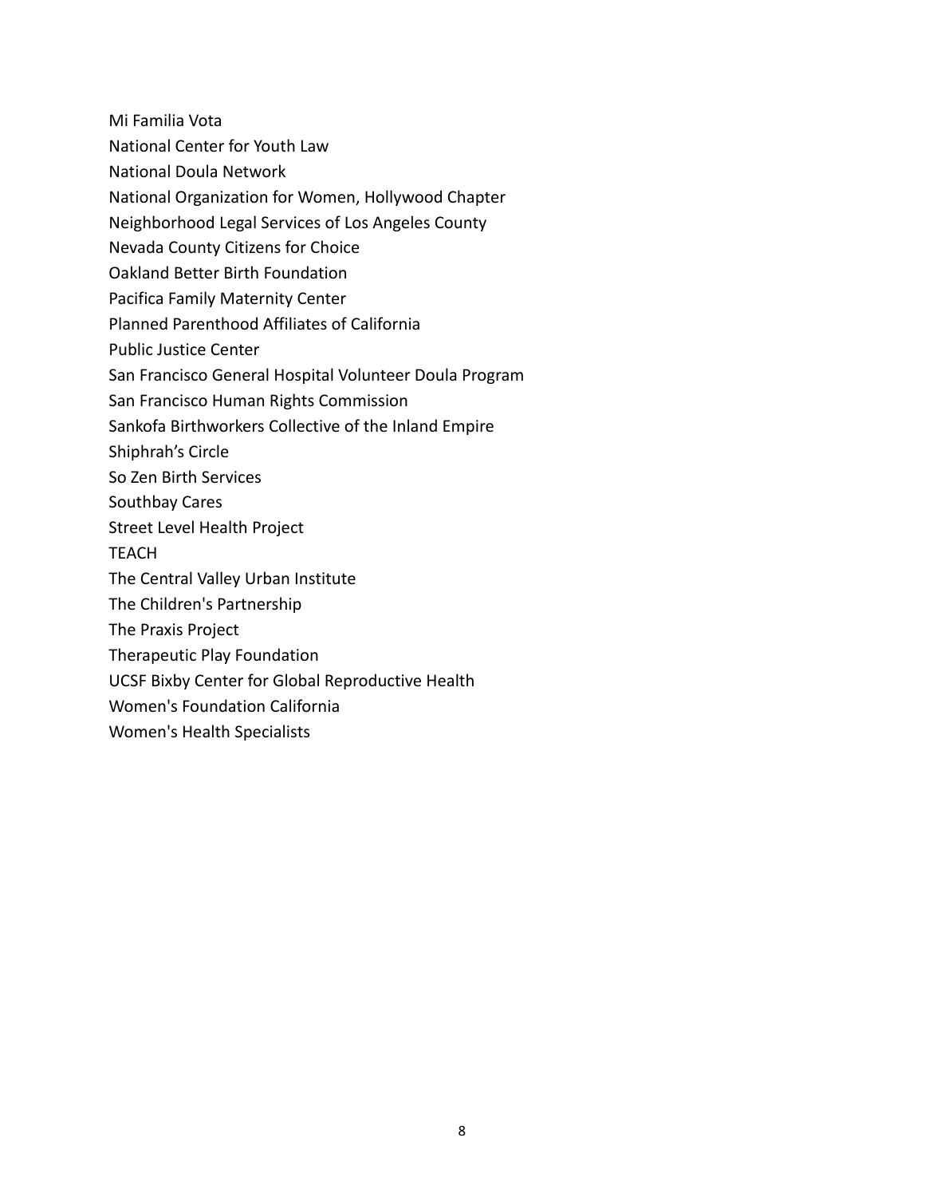Mi Familia Vota
National Center for Youth Law
National Doula Network
National Organization for Women, Hollywood Chapter
Neighborhood Legal Services of Los Angeles County
Nevada County Citizens for Choice
Oakland Better Birth Foundation
Pacifica Family Maternity Center
Planned Parenthood Affiliates of California
Public Justice Center
San Francisco General Hospital Volunteer Doula Program
San Francisco Human Rights Commission
Sankofa Birthworkers Collective of the Inland Empire
Shiphrah's Circle
So Zen Birth Services
Southbay Cares
Street Level Health Project
TEACH
The Central Valley Urban Institute
The Children's Partnership
The Praxis Project
Therapeutic Play Foundation
UCSF Bixby Center for Global Reproductive Health
Women's Foundation California
Women's Health Specialists